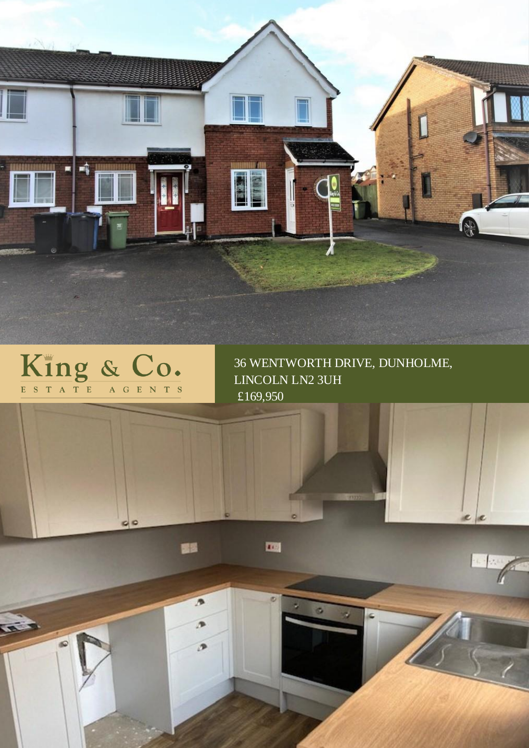King & Co.
ESTATE AGENTS

36 WENTWORTH DRIVE, DUNHOLME, LINCOLN LN2 3UH

£169,950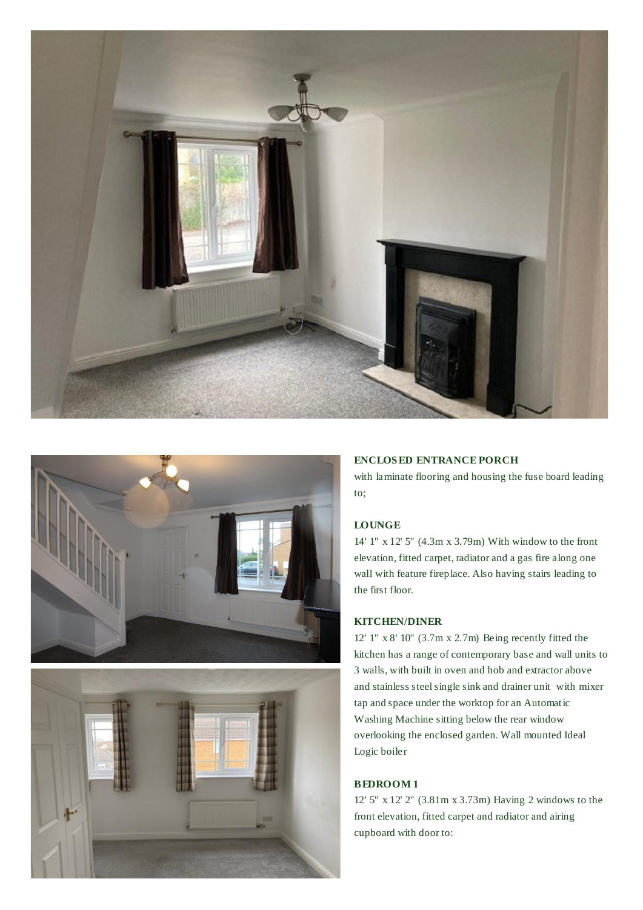**ENCLOSED ENTRANCE PORCH**

with laminate flooring and housing the fuse board leading to;

**LOUNGE**

14' 1" x 12' 5" (4.3m x 3.79m) With window to the front elevation, fitted carpet, radiator and a gas fire along one wall with feature fireplace. Also having stairs leading to the first floor.

**KITCHEN/DINER**

12' 1" x 8' 10" (3.7m x 2.7m) Being recently fitted the kitchen has a range of contemporary base and wall units to 3 walls, with built in oven and hob and extractor above and stainless steel single sink and drainer unit with mixer tap and space under the worktop for an Automatic Washing Machine sitting below the rear window overlooking the enclosed garden. Wall mounted Ideal Logic boiler

**BEDROOM 1**

12' 5" x 12' 2" (3.81m x 3.73m) Having 2 windows to the front elevation, fitted carpet and radiator and airing cupboard with door to: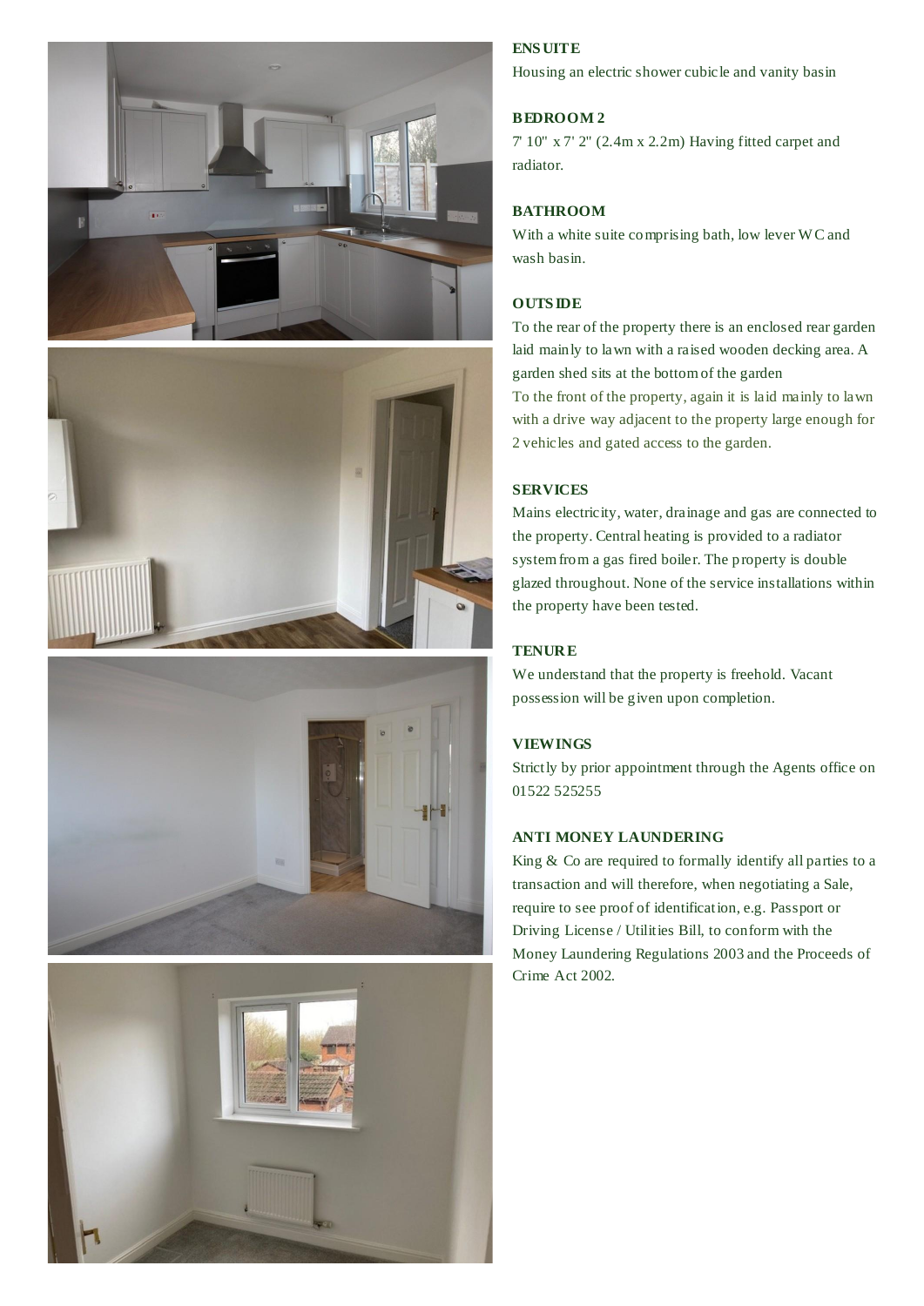## ENSUITE

Housing an electric shower cubicle and vanity basin

## BEDROOM 2

7' 10" x 7' 2" (2.4m x 2.2m) Having fitted carpet and radiator.

## BATHROOM

With a white suite comprising bath, low lever WC and wash basin.

## OUTSIDE

To the rear of the property there is an enclosed rear garden laid mainly to lawn with a raised wooden decking area. A garden shed sits at the bottom of the garden

To the front of the property, again it is laid mainly to lawn with a drive way adjacent to the property large enough for 2 vehicles and gated access to the garden.

## SERVICES

Mains electricity, water, drainage and gas are connected to the property. Central heating is provided to a radiator system from a gas fired boiler. The property is double glazed throughout. None of the service installations within the property have been tested.

## TENURE

We understand that the property is freehold. Vacant possession will be given upon completion.

## VIEWINGS

Strictly by prior appointment through the Agents office on 01522 525255

## ANTI MONEY LAUNDERING

King & Co are required to formally identify all parties to a transaction and will therefore, when negotiating a Sale, require to see proof of identification, e.g. Passport or Driving License / Utilities Bill, to conform with the Money Laundering Regulations 2003 and the Proceeds of Crime Act 2002.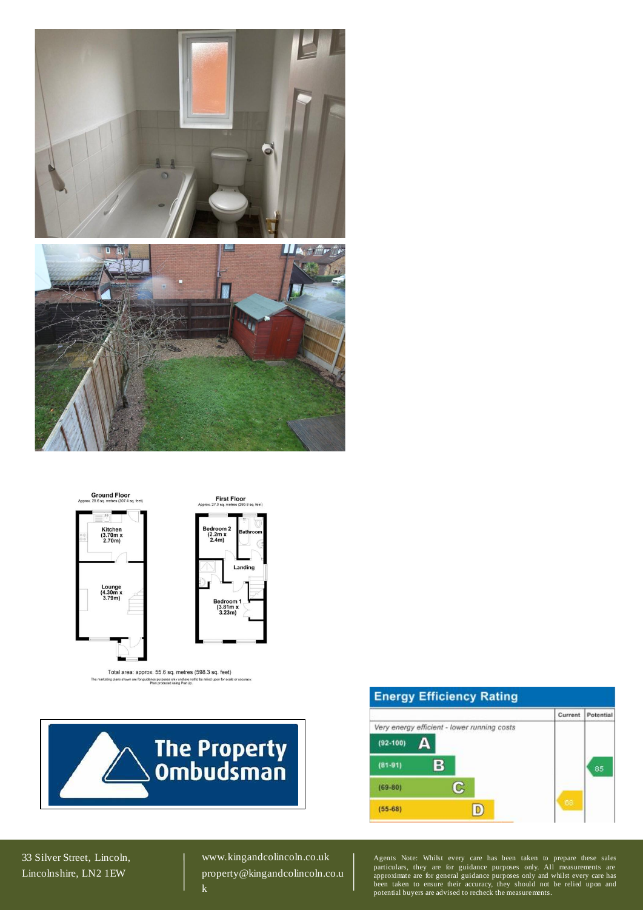Ground Floor
Approx. 28.6 sq. metres (307.4 sq. feet)

Kitchen
(3.70m x 2.70m)

Lounge
(4.30m x 3.79m)

First Floor
Approx. 27.0 sq. metres (290.9 sq. feet)

Bedroom 2
(2.2m x 2.4m)

Bathroom

Landing

Bedroom 1
(3.81m x 3.23m)

Total area: approx. 55.6 sq. metres (598.3 sq. feet)

The marketing plans shown are for guidance purposes only and are not to be relied upon for scale or accuracy.
Plan produced using PlanUp.

The Property Ombudsman

Energy Efficiency Rating

Current | Potential

Very energy efficient - lower running costs

(92-100) A

(81-91) B

(69-80) C

(55-68) D

68

85

33 Silver Street, Lincoln, Lincolnshire, LN2 1EW

www.kingandcolincoln.co.uk
property@kingandcolincoln.co.uk

Agents Note: Whilst every care has been taken to prepare these sales particulars, they are for guidance purposes only. All measurements are approximate are for general guidance purposes only and whilst every care has been taken to ensure their accuracy, they should not be relied upon and potential buyers are advised to recheck the measurements.